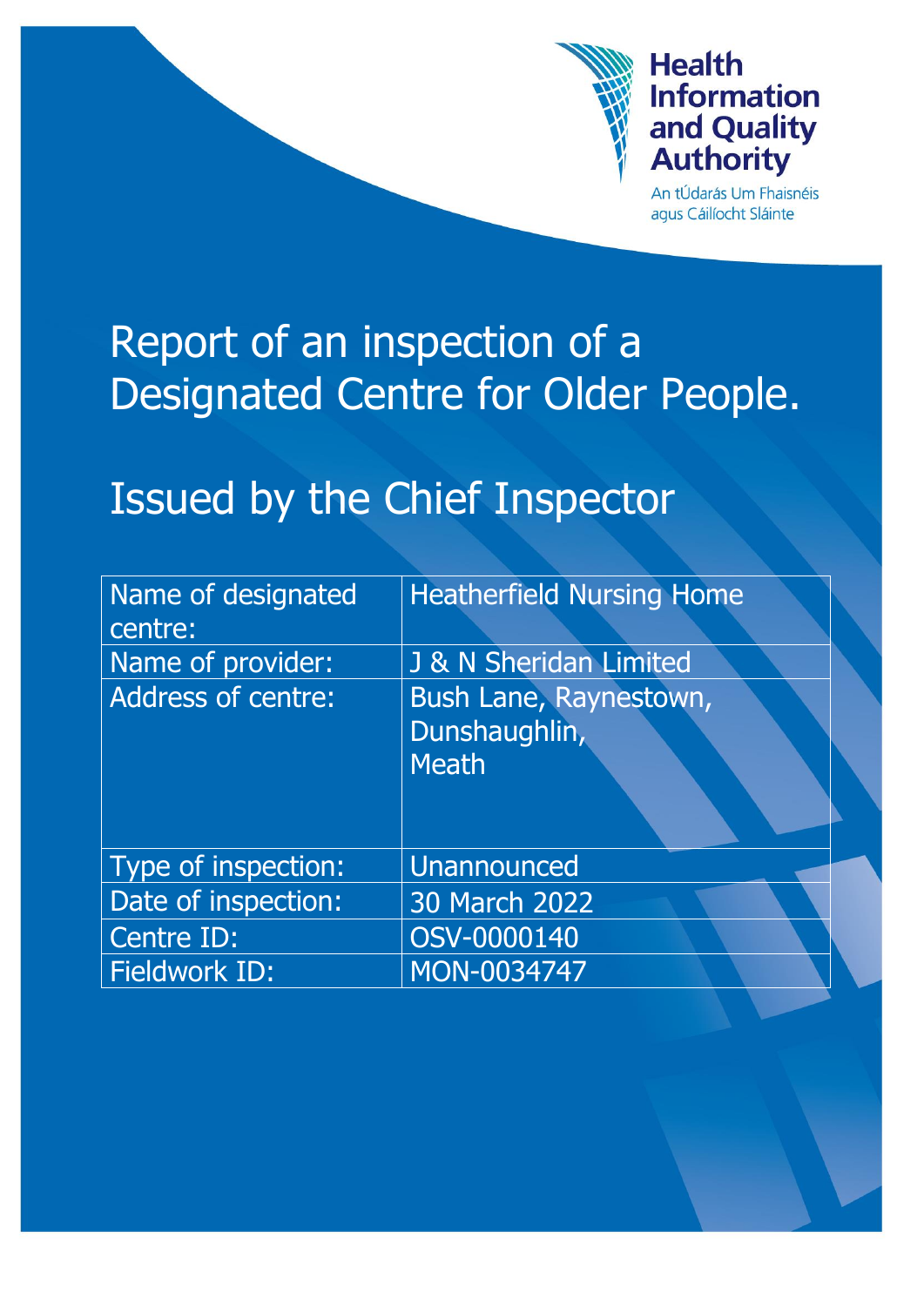Health Information and Quality Authority

An tÚdarás Um Fhaisnéis agus Cáilíocht Sláinte

# Report of an inspection of a Designated Centre for Older People.

# Issued by the Chief Inspector

| Name of designated centre: | Heatherfield Nursing Home |
|---|---|
| Name of provider: | J & N Sheridan Limited |
| Address of centre: | Bush Lane, Raynestown, Dunshaughlin, Meath |
| Type of inspection: | Unannounced |
| Date of inspection: | 30 March 2022 |
| Centre ID: | OSV-0000140 |
| Fieldwork ID: | MON-0034747 |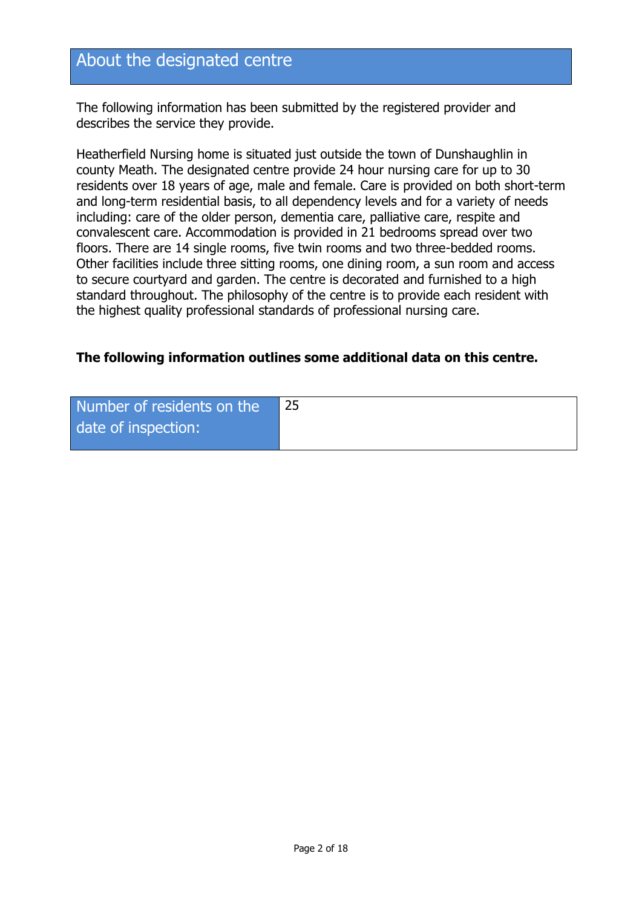## About the designated centre

The following information has been submitted by the registered provider and describes the service they provide.

Heatherfield Nursing home is situated just outside the town of Dunshaughlin in county Meath. The designated centre provide 24 hour nursing care for up to 30 residents over 18 years of age, male and female. Care is provided on both short-term and long-term residential basis, to all dependency levels and for a variety of needs including: care of the older person, dementia care, palliative care, respite and convalescent care. Accommodation is provided in 21 bedrooms spread over two floors. There are 14 single rooms, five twin rooms and two three-bedded rooms. Other facilities include three sitting rooms, one dining room, a sun room and access to secure courtyard and garden. The centre is decorated and furnished to a high standard throughout. The philosophy of the centre is to provide each resident with the highest quality professional standards of professional nursing care.

**The following information outlines some additional data on this centre.**

| Number of residents on the date of inspection: | 25 |
|---|---|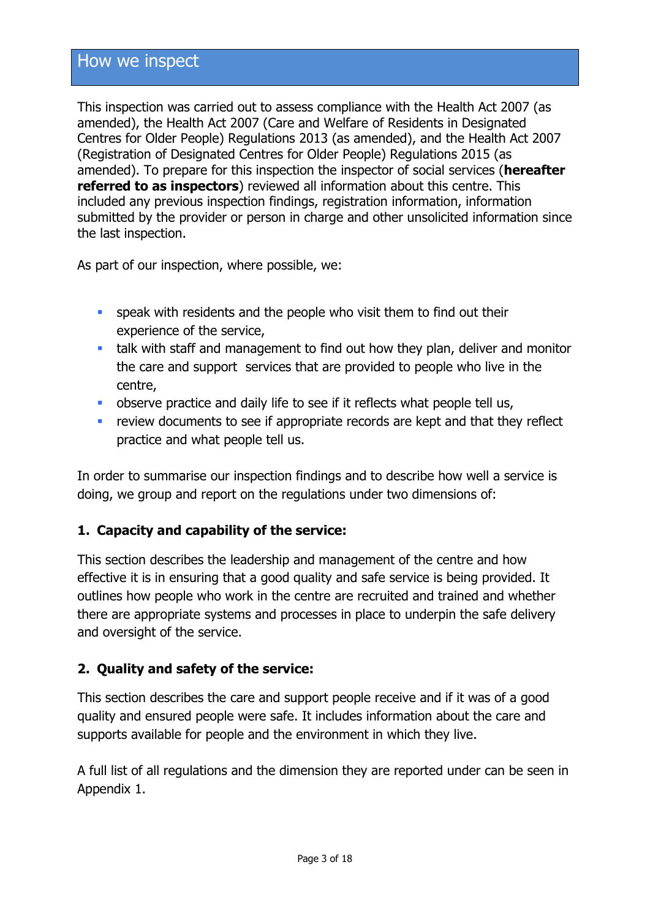# How we inspect

This inspection was carried out to assess compliance with the Health Act 2007 (as amended), the Health Act 2007 (Care and Welfare of Residents in Designated Centres for Older People) Regulations 2013 (as amended), and the Health Act 2007 (Registration of Designated Centres for Older People) Regulations 2015 (as amended). To prepare for this inspection the inspector of social services (**hereafter referred to as inspectors**) reviewed all information about this centre. This included any previous inspection findings, registration information, information submitted by the provider or person in charge and other unsolicited information since the last inspection.

As part of our inspection, where possible, we:

- speak with residents and the people who visit them to find out their experience of the service,
- talk with staff and management to find out how they plan, deliver and monitor the care and support services that are provided to people who live in the centre,
- observe practice and daily life to see if it reflects what people tell us,
- review documents to see if appropriate records are kept and that they reflect practice and what people tell us.

In order to summarise our inspection findings and to describe how well a service is doing, we group and report on the regulations under two dimensions of:

### 1. Capacity and capability of the service:

This section describes the leadership and management of the centre and how effective it is in ensuring that a good quality and safe service is being provided. It outlines how people who work in the centre are recruited and trained and whether there are appropriate systems and processes in place to underpin the safe delivery and oversight of the service.

### 2. Quality and safety of the service:

This section describes the care and support people receive and if it was of a good quality and ensured people were safe. It includes information about the care and supports available for people and the environment in which they live.

A full list of all regulations and the dimension they are reported under can be seen in Appendix 1.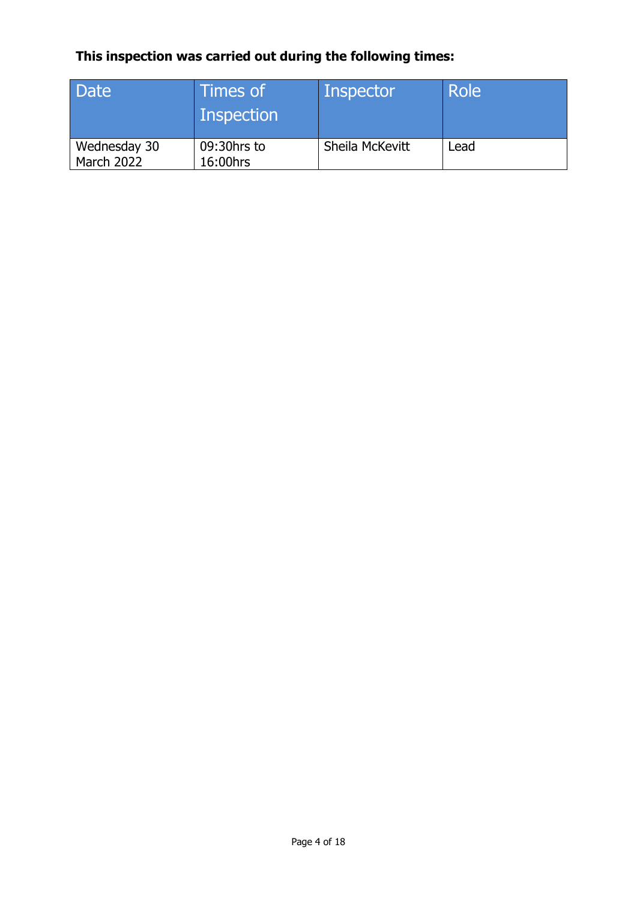**This inspection was carried out during the following times:**

| Date | Times of Inspection | Inspector | Role |
|---|---|---|---|
| Wednesday 30 March 2022 | 09:30hrs to 16:00hrs | Sheila McKevitt | Lead |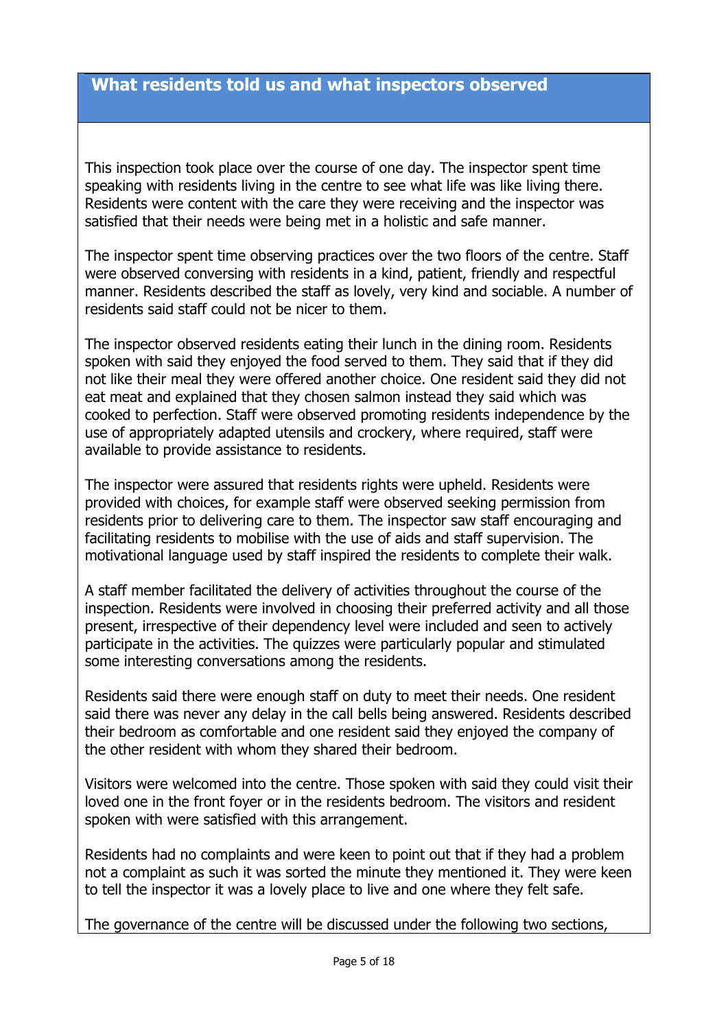## What residents told us and what inspectors observed

This inspection took place over the course of one day. The inspector spent time speaking with residents living in the centre to see what life was like living there. Residents were content with the care they were receiving and the inspector was satisfied that their needs were being met in a holistic and safe manner.

The inspector spent time observing practices over the two floors of the centre. Staff were observed conversing with residents in a kind, patient, friendly and respectful manner. Residents described the staff as lovely, very kind and sociable. A number of residents said staff could not be nicer to them.

The inspector observed residents eating their lunch in the dining room. Residents spoken with said they enjoyed the food served to them. They said that if they did not like their meal they were offered another choice. One resident said they did not eat meat and explained that they chosen salmon instead they said which was cooked to perfection. Staff were observed promoting residents independence by the use of appropriately adapted utensils and crockery, where required, staff were available to provide assistance to residents.

The inspector were assured that residents rights were upheld. Residents were provided with choices, for example staff were observed seeking permission from residents prior to delivering care to them. The inspector saw staff encouraging and facilitating residents to mobilise with the use of aids and staff supervision. The motivational language used by staff inspired the residents to complete their walk.

A staff member facilitated the delivery of activities throughout the course of the inspection. Residents were involved in choosing their preferred activity and all those present, irrespective of their dependency level were included and seen to actively participate in the activities. The quizzes were particularly popular and stimulated some interesting conversations among the residents.

Residents said there were enough staff on duty to meet their needs. One resident said there was never any delay in the call bells being answered. Residents described their bedroom as comfortable and one resident said they enjoyed the company of the other resident with whom they shared their bedroom.

Visitors were welcomed into the centre. Those spoken with said they could visit their loved one in the front foyer or in the residents bedroom. The visitors and resident spoken with were satisfied with this arrangement.

Residents had no complaints and were keen to point out that if they had a problem not a complaint as such it was sorted the minute they mentioned it. They were keen to tell the inspector it was a lovely place to live and one where they felt safe.

The governance of the centre will be discussed under the following two sections,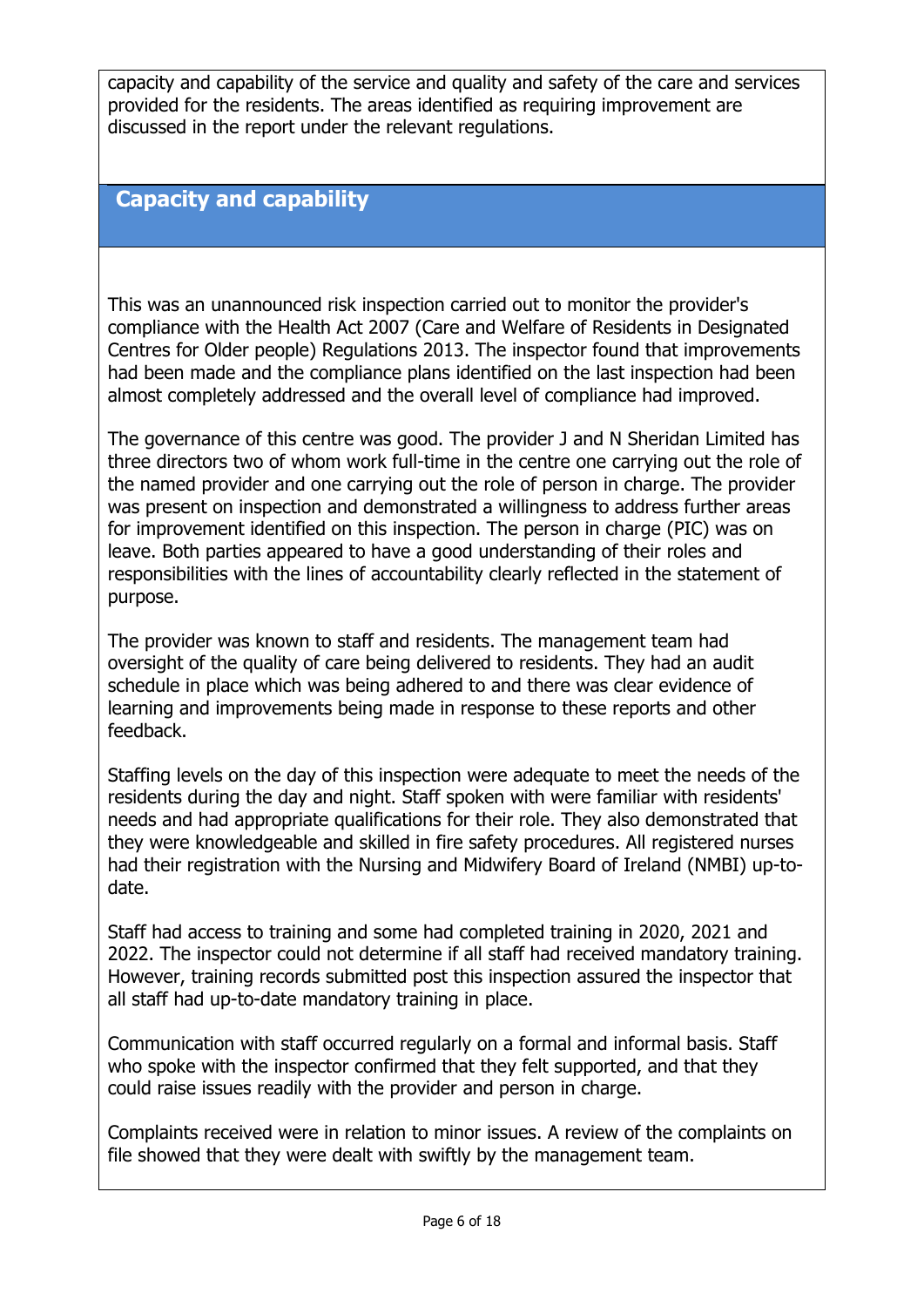capacity and capability of the service and quality and safety of the care and services provided for the residents. The areas identified as requiring improvement are discussed in the report under the relevant regulations.

## Capacity and capability

This was an unannounced risk inspection carried out to monitor the provider's compliance with the Health Act 2007 (Care and Welfare of Residents in Designated Centres for Older people) Regulations 2013. The inspector found that improvements had been made and the compliance plans identified on the last inspection had been almost completely addressed and the overall level of compliance had improved.

The governance of this centre was good. The provider J and N Sheridan Limited has three directors two of whom work full-time in the centre one carrying out the role of the named provider and one carrying out the role of person in charge. The provider was present on inspection and demonstrated a willingness to address further areas for improvement identified on this inspection. The person in charge (PIC) was on leave. Both parties appeared to have a good understanding of their roles and responsibilities with the lines of accountability clearly reflected in the statement of purpose.

The provider was known to staff and residents. The management team had oversight of the quality of care being delivered to residents. They had an audit schedule in place which was being adhered to and there was clear evidence of learning and improvements being made in response to these reports and other feedback.

Staffing levels on the day of this inspection were adequate to meet the needs of the residents during the day and night. Staff spoken with were familiar with residents' needs and had appropriate qualifications for their role. They also demonstrated that they were knowledgeable and skilled in fire safety procedures. All registered nurses had their registration with the Nursing and Midwifery Board of Ireland (NMBI) up-to-date.

Staff had access to training and some had completed training in 2020, 2021 and 2022. The inspector could not determine if all staff had received mandatory training. However, training records submitted post this inspection assured the inspector that all staff had up-to-date mandatory training in place.

Communication with staff occurred regularly on a formal and informal basis. Staff who spoke with the inspector confirmed that they felt supported, and that they could raise issues readily with the provider and person in charge.

Complaints received were in relation to minor issues. A review of the complaints on file showed that they were dealt with swiftly by the management team.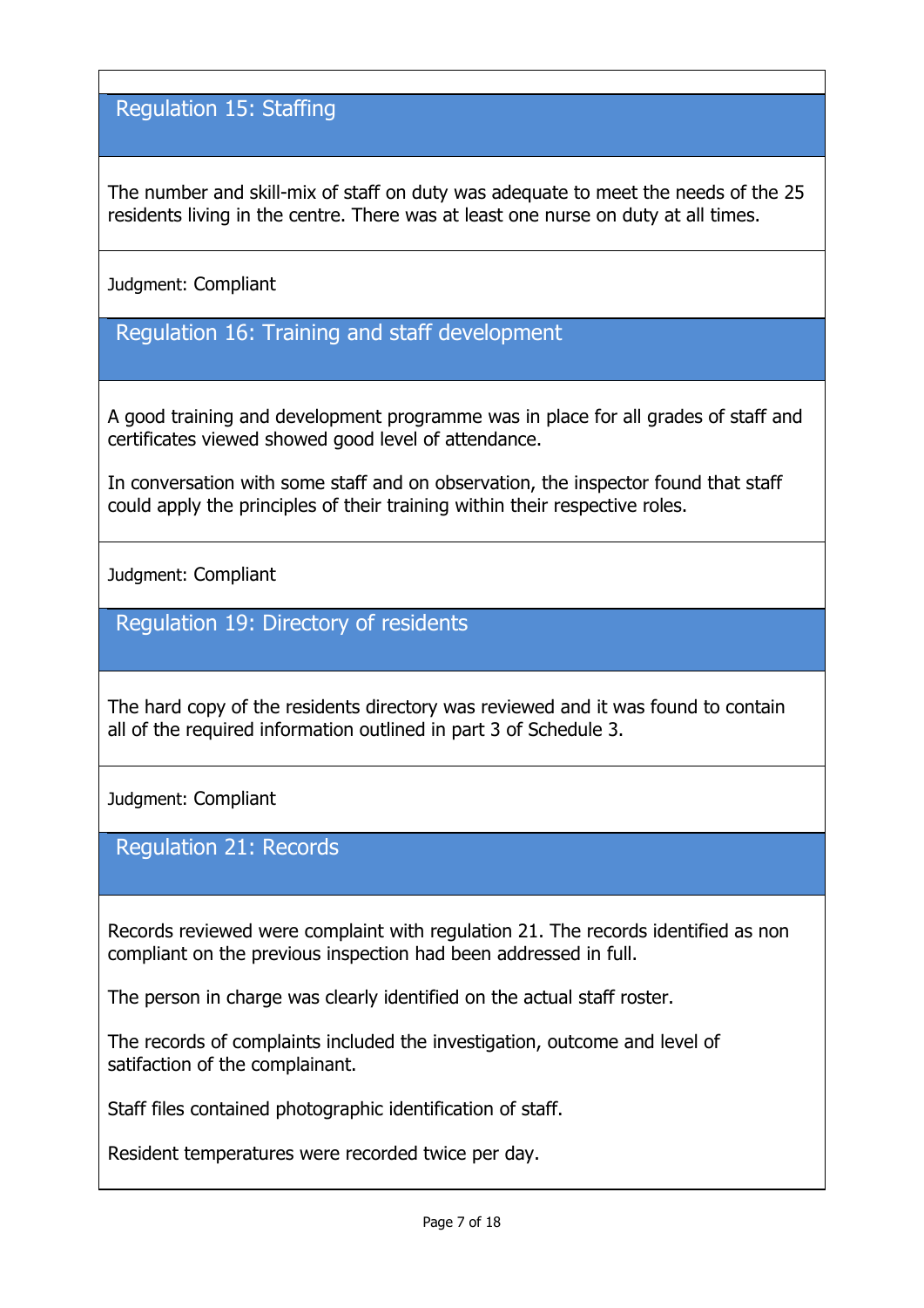## Regulation 15: Staffing

The number and skill-mix of staff on duty was adequate to meet the needs of the 25 residents living in the centre. There was at least one nurse on duty at all times.

Judgment: Compliant

## Regulation 16: Training and staff development

A good training and development programme was in place for all grades of staff and certificates viewed showed good level of attendance.

In conversation with some staff and on observation, the inspector found that staff could apply the principles of their training within their respective roles.

Judgment: Compliant

## Regulation 19: Directory of residents

The hard copy of the residents directory was reviewed and it was found to contain all of the required information outlined in part 3 of Schedule 3.

Judgment: Compliant

## Regulation 21: Records

Records reviewed were complaint with regulation 21. The records identified as non compliant on the previous inspection had been addressed in full.

The person in charge was clearly identified on the actual staff roster.

The records of complaints included the investigation, outcome and level of satifaction of the complainant.

Staff files contained photographic identification of staff.

Resident temperatures were recorded twice per day.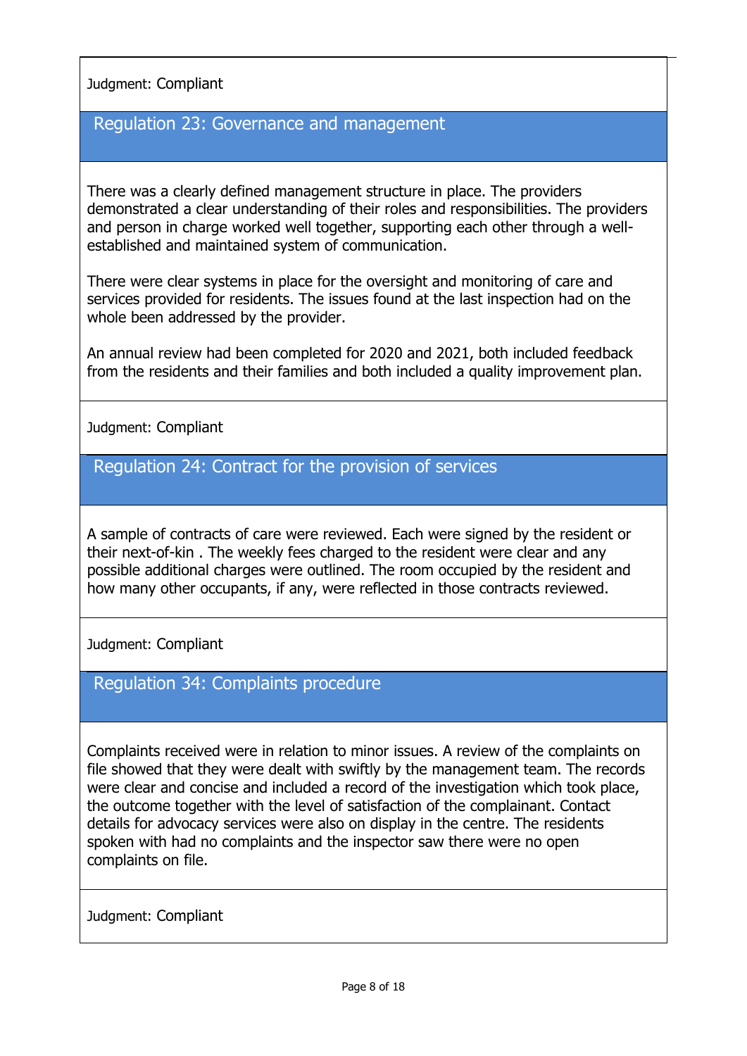Judgment: Compliant

## Regulation 23: Governance and management

There was a clearly defined management structure in place. The providers demonstrated a clear understanding of their roles and responsibilities. The providers and person in charge worked well together, supporting each other through a well-established and maintained system of communication.

There were clear systems in place for the oversight and monitoring of care and services provided for residents. The issues found at the last inspection had on the whole been addressed by the provider.

An annual review had been completed for 2020 and 2021, both included feedback from the residents and their families and both included a quality improvement plan.

Judgment: Compliant

## Regulation 24: Contract for the provision of services

A sample of contracts of care were reviewed. Each were signed by the resident or their next-of-kin . The weekly fees charged to the resident were clear and any possible additional charges were outlined. The room occupied by the resident and how many other occupants, if any, were reflected in those contracts reviewed.

Judgment: Compliant

## Regulation 34: Complaints procedure

Complaints received were in relation to minor issues. A review of the complaints on file showed that they were dealt with swiftly by the management team. The records were clear and concise and included a record of the investigation which took place, the outcome together with the level of satisfaction of the complainant. Contact details for advocacy services were also on display in the centre. The residents spoken with had no complaints and the inspector saw there were no open complaints on file.

Judgment: Compliant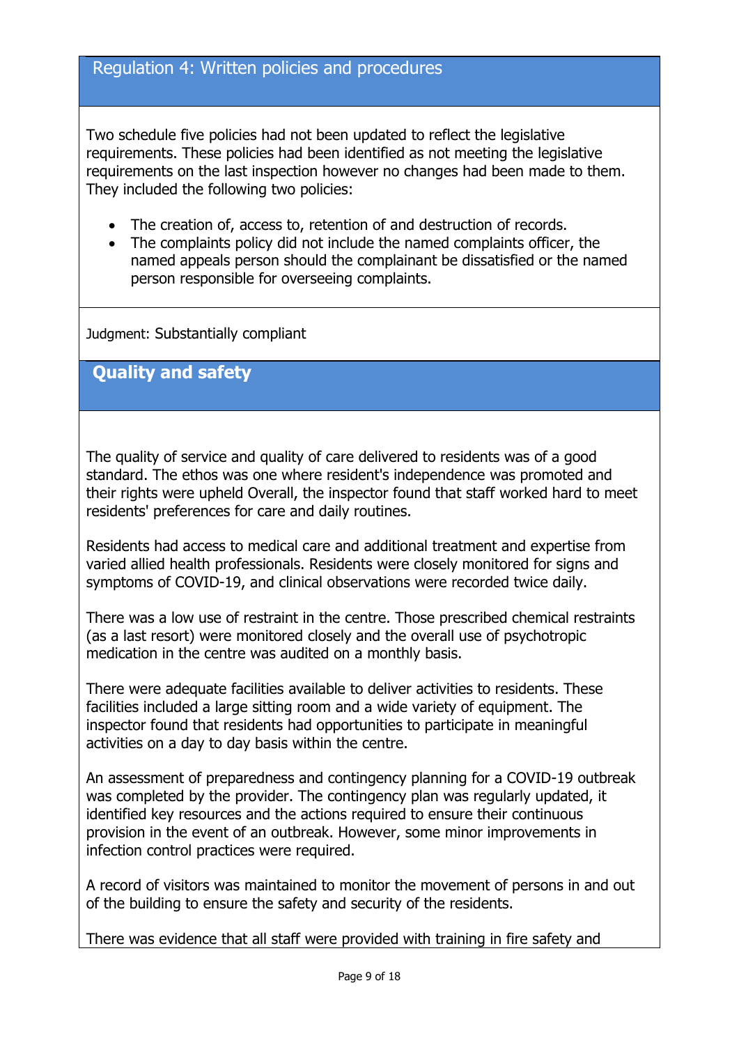## Regulation 4: Written policies and procedures

Two schedule five policies had not been updated to reflect the legislative requirements. These policies had been identified as not meeting the legislative requirements on the last inspection however no changes had been made to them. They included the following two policies:

- The creation of, access to, retention of and destruction of records.
- The complaints policy did not include the named complaints officer, the named appeals person should the complainant be dissatisfied or the named person responsible for overseeing complaints.

Judgment: Substantially compliant

## Quality and safety

The quality of service and quality of care delivered to residents was of a good standard. The ethos was one where resident's independence was promoted and their rights were upheld Overall, the inspector found that staff worked hard to meet residents' preferences for care and daily routines.

Residents had access to medical care and additional treatment and expertise from varied allied health professionals. Residents were closely monitored for signs and symptoms of COVID-19, and clinical observations were recorded twice daily.

There was a low use of restraint in the centre. Those prescribed chemical restraints (as a last resort) were monitored closely and the overall use of psychotropic medication in the centre was audited on a monthly basis.

There were adequate facilities available to deliver activities to residents. These facilities included a large sitting room and a wide variety of equipment. The inspector found that residents had opportunities to participate in meaningful activities on a day to day basis within the centre.

An assessment of preparedness and contingency planning for a COVID-19 outbreak was completed by the provider. The contingency plan was regularly updated, it identified key resources and the actions required to ensure their continuous provision in the event of an outbreak. However, some minor improvements in infection control practices were required.

A record of visitors was maintained to monitor the movement of persons in and out of the building to ensure the safety and security of the residents.

There was evidence that all staff were provided with training in fire safety and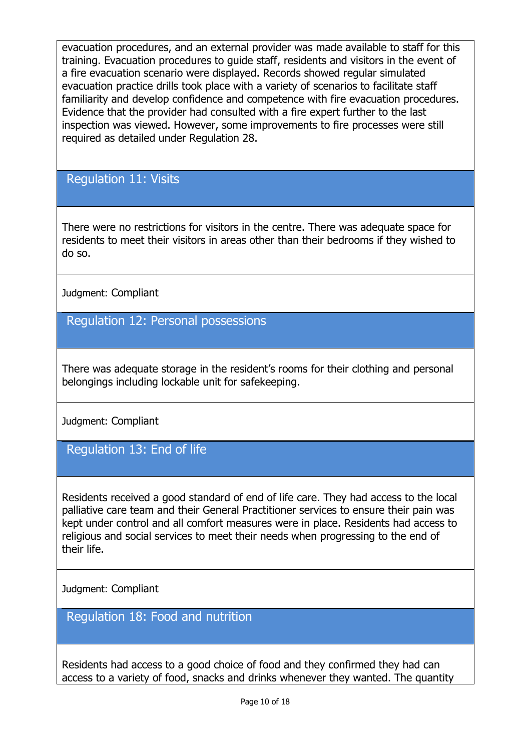evacuation procedures, and an external provider was made available to staff for this training. Evacuation procedures to guide staff, residents and visitors in the event of a fire evacuation scenario were displayed. Records showed regular simulated evacuation practice drills took place with a variety of scenarios to facilitate staff familiarity and develop confidence and competence with fire evacuation procedures. Evidence that the provider had consulted with a fire expert further to the last inspection was viewed. However, some improvements to fire processes were still required as detailed under Regulation 28.

## Regulation 11: Visits

There were no restrictions for visitors in the centre. There was adequate space for residents to meet their visitors in areas other than their bedrooms if they wished to do so.

Judgment: Compliant

## Regulation 12: Personal possessions

There was adequate storage in the resident's rooms for their clothing and personal belongings including lockable unit for safekeeping.

Judgment: Compliant

## Regulation 13: End of life

Residents received a good standard of end of life care. They had access to the local palliative care team and their General Practitioner services to ensure their pain was kept under control and all comfort measures were in place. Residents had access to religious and social services to meet their needs when progressing to the end of their life.

Judgment: Compliant

## Regulation 18: Food and nutrition

Residents had access to a good choice of food and they confirmed they had can access to a variety of food, snacks and drinks whenever they wanted. The quantity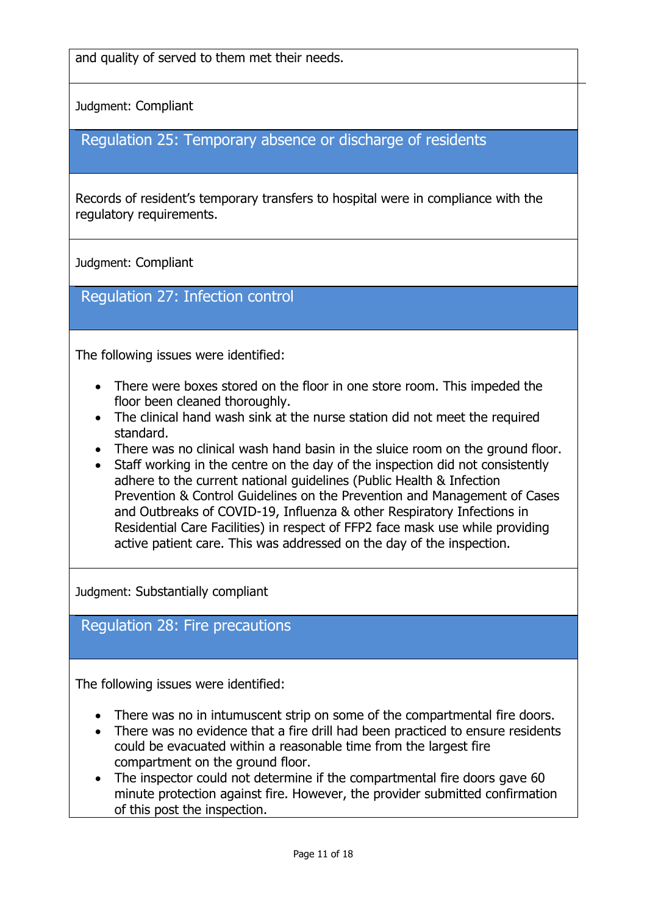and quality of served to them met their needs.

Judgment: Compliant

## Regulation 25: Temporary absence or discharge of residents

Records of resident's temporary transfers to hospital were in compliance with the regulatory requirements.

Judgment: Compliant

## Regulation 27: Infection control

The following issues were identified:

- There were boxes stored on the floor in one store room. This impeded the floor been cleaned thoroughly.
- The clinical hand wash sink at the nurse station did not meet the required standard.
- There was no clinical wash hand basin in the sluice room on the ground floor.
- Staff working in the centre on the day of the inspection did not consistently adhere to the current national guidelines (Public Health & Infection Prevention & Control Guidelines on the Prevention and Management of Cases and Outbreaks of COVID-19, Influenza & other Respiratory Infections in Residential Care Facilities) in respect of FFP2 face mask use while providing active patient care. This was addressed on the day of the inspection.

Judgment: Substantially compliant

## Regulation 28: Fire precautions

The following issues were identified:

- There was no in intumuscent strip on some of the compartmental fire doors.
- There was no evidence that a fire drill had been practiced to ensure residents could be evacuated within a reasonable time from the largest fire compartment on the ground floor.
- The inspector could not determine if the compartmental fire doors gave 60 minute protection against fire. However, the provider submitted confirmation of this post the inspection.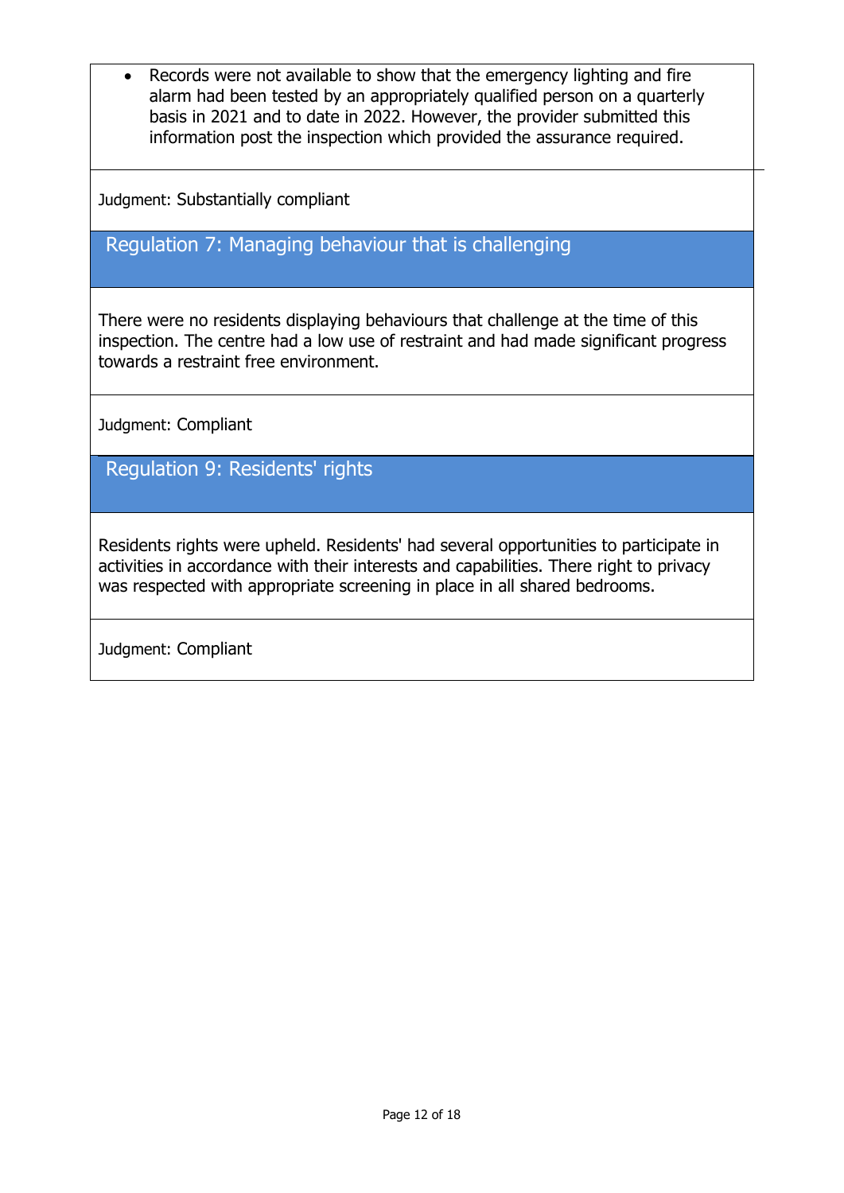- Records were not available to show that the emergency lighting and fire alarm had been tested by an appropriately qualified person on a quarterly basis in 2021 and to date in 2022. However, the provider submitted this information post the inspection which provided the assurance required.

Judgment: Substantially compliant

## Regulation 7: Managing behaviour that is challenging

There were no residents displaying behaviours that challenge at the time of this inspection. The centre had a low use of restraint and had made significant progress towards a restraint free environment.

Judgment: Compliant

## Regulation 9: Residents' rights

Residents rights were upheld. Residents' had several opportunities to participate in activities in accordance with their interests and capabilities. There right to privacy was respected with appropriate screening in place in all shared bedrooms.

Judgment: Compliant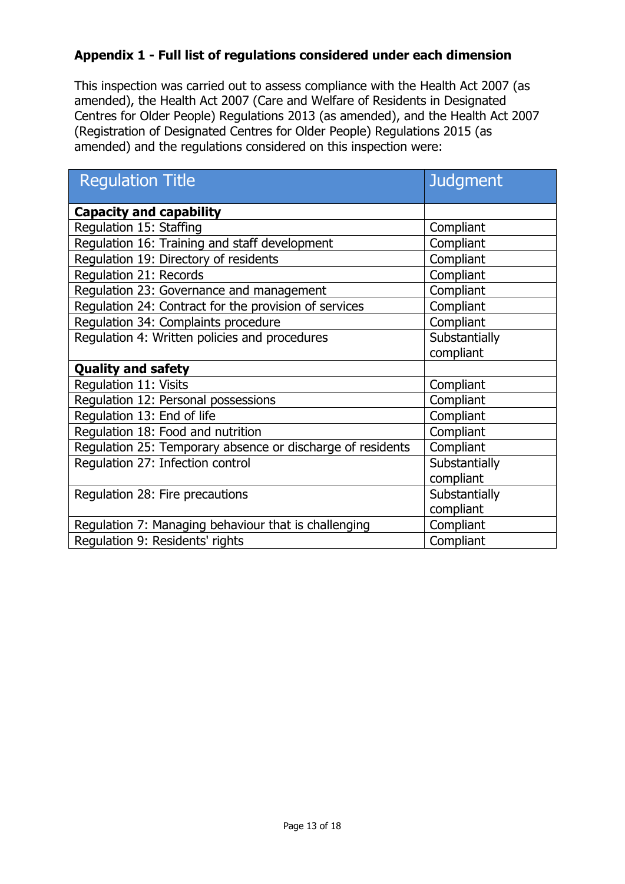**Appendix 1 - Full list of regulations considered under each dimension**

This inspection was carried out to assess compliance with the Health Act 2007 (as amended), the Health Act 2007 (Care and Welfare of Residents in Designated Centres for Older People) Regulations 2013 (as amended), and the Health Act 2007 (Registration of Designated Centres for Older People) Regulations 2015 (as amended) and the regulations considered on this inspection were:

| Regulation Title | Judgment |
|---|---|
| **Capacity and capability** | |
| Regulation 15: Staffing | Compliant |
| Regulation 16: Training and staff development | Compliant |
| Regulation 19: Directory of residents | Compliant |
| Regulation 21: Records | Compliant |
| Regulation 23: Governance and management | Compliant |
| Regulation 24: Contract for the provision of services | Compliant |
| Regulation 34: Complaints procedure | Compliant |
| Regulation 4: Written policies and procedures | Substantially compliant |
| **Quality and safety** | |
| Regulation 11: Visits | Compliant |
| Regulation 12: Personal possessions | Compliant |
| Regulation 13: End of life | Compliant |
| Regulation 18: Food and nutrition | Compliant |
| Regulation 25: Temporary absence or discharge of residents | Compliant |
| Regulation 27: Infection control | Substantially compliant |
| Regulation 28: Fire precautions | Substantially compliant |
| Regulation 7: Managing behaviour that is challenging | Compliant |
| Regulation 9: Residents' rights | Compliant |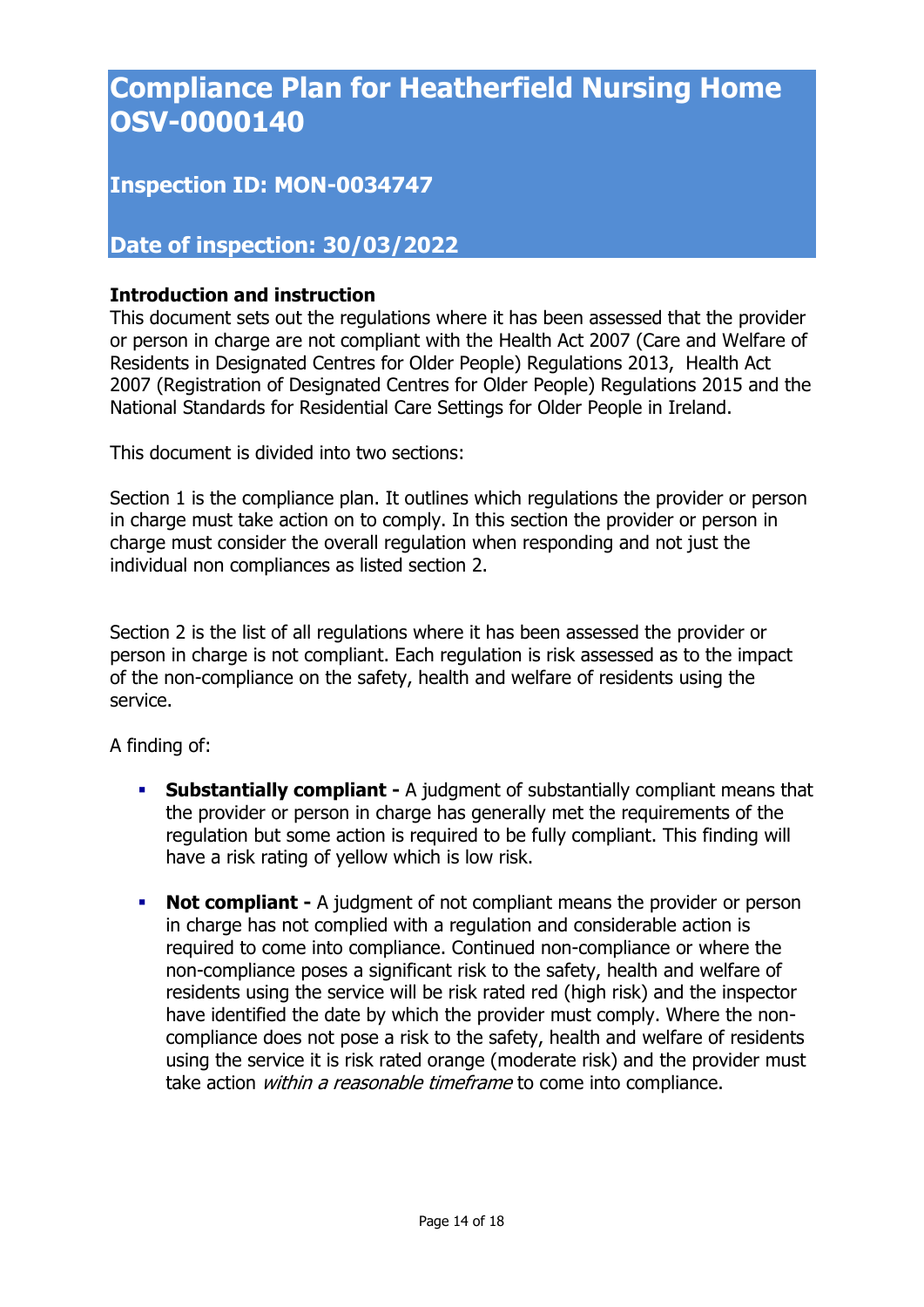# Compliance Plan for Heatherfield Nursing Home OSV-0000140

## Inspection ID: MON-0034747

## Date of inspection: 30/03/2022

**Introduction and instruction**
This document sets out the regulations where it has been assessed that the provider or person in charge are not compliant with the Health Act 2007 (Care and Welfare of Residents in Designated Centres for Older People) Regulations 2013, Health Act 2007 (Registration of Designated Centres for Older People) Regulations 2015 and the National Standards for Residential Care Settings for Older People in Ireland.

This document is divided into two sections:

Section 1 is the compliance plan. It outlines which regulations the provider or person in charge must take action on to comply. In this section the provider or person in charge must consider the overall regulation when responding and not just the individual non compliances as listed section 2.

Section 2 is the list of all regulations where it has been assessed the provider or person in charge is not compliant. Each regulation is risk assessed as to the impact of the non-compliance on the safety, health and welfare of residents using the service.

A finding of:

- **Substantially compliant -** A judgment of substantially compliant means that the provider or person in charge has generally met the requirements of the regulation but some action is required to be fully compliant. This finding will have a risk rating of yellow which is low risk.
- **Not compliant -** A judgment of not compliant means the provider or person in charge has not complied with a regulation and considerable action is required to come into compliance. Continued non-compliance or where the non-compliance poses a significant risk to the safety, health and welfare of residents using the service will be risk rated red (high risk) and the inspector have identified the date by which the provider must comply. Where the non-compliance does not pose a risk to the safety, health and welfare of residents using the service it is risk rated orange (moderate risk) and the provider must take action *within a reasonable timeframe* to come into compliance.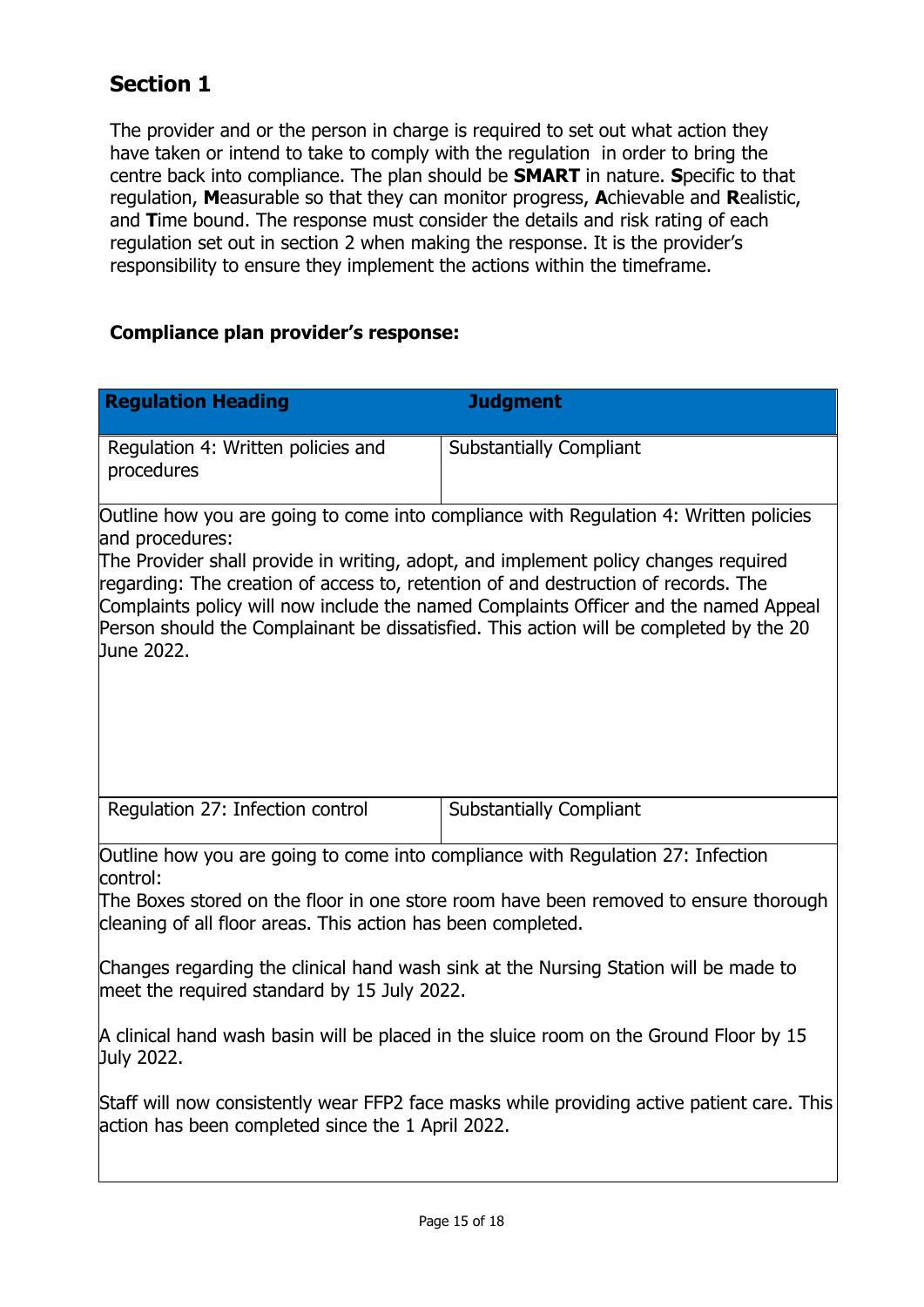## Section 1

The provider and or the person in charge is required to set out what action they have taken or intend to take to comply with the regulation in order to bring the centre back into compliance. The plan should be **SMART** in nature. **S**pecific to that regulation, **M**easurable so that they can monitor progress, **A**chievable and **R**ealistic, and **T**ime bound. The response must consider the details and risk rating of each regulation set out in section 2 when making the response. It is the provider's responsibility to ensure they implement the actions within the timeframe.

**Compliance plan provider's response:**

| Regulation Heading | Judgment |
|---|---|
| Regulation 4: Written policies and procedures | Substantially Compliant |

Outline how you are going to come into compliance with Regulation 4: Written policies and procedures:
The Provider shall provide in writing, adopt, and implement policy changes required regarding: The creation of access to, retention of and destruction of records. The Complaints policy will now include the named Complaints Officer and the named Appeal Person should the Complainant be dissatisfied. This action will be completed by the 20 June 2022.

| Regulation Heading | Judgment |
|---|---|
| Regulation 27: Infection control | Substantially Compliant |

Outline how you are going to come into compliance with Regulation 27: Infection control:
The Boxes stored on the floor in one store room have been removed to ensure thorough cleaning of all floor areas. This action has been completed.

Changes regarding the clinical hand wash sink at the Nursing Station will be made to meet the required standard by 15 July 2022.

A clinical hand wash basin will be placed in the sluice room on the Ground Floor by 15 July 2022.

Staff will now consistently wear FFP2 face masks while providing active patient care. This action has been completed since the 1 April 2022.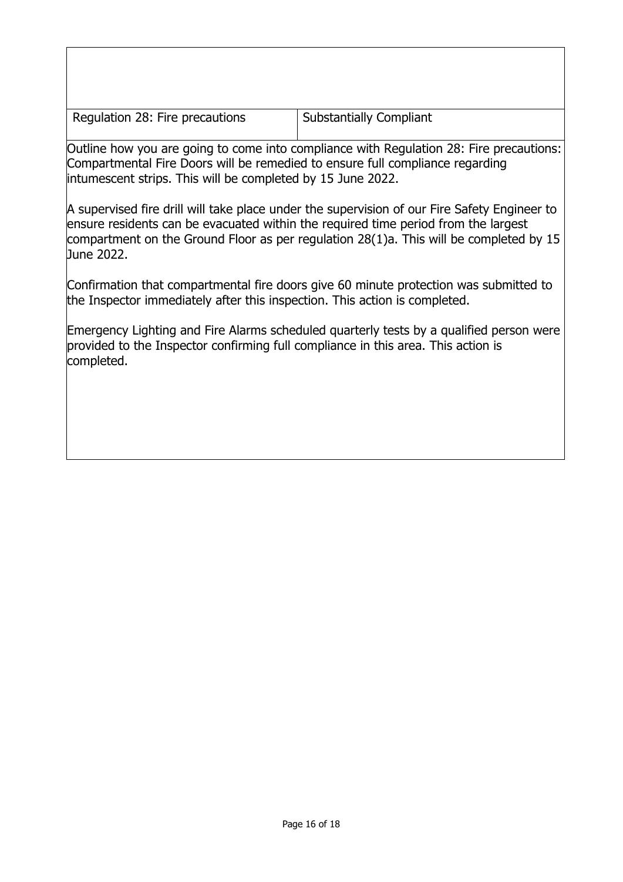| Regulation 28: Fire precautions | Substantially Compliant |
|---|---|

Outline how you are going to come into compliance with Regulation 28: Fire precautions:
Compartmental Fire Doors will be remedied to ensure full compliance regarding intumescent strips. This will be completed by 15 June 2022.

A supervised fire drill will take place under the supervision of our Fire Safety Engineer to ensure residents can be evacuated within the required time period from the largest compartment on the Ground Floor as per regulation 28(1)a. This will be completed by 15 June 2022.

Confirmation that compartmental fire doors give 60 minute protection was submitted to the Inspector immediately after this inspection. This action is completed.

Emergency Lighting and Fire Alarms scheduled quarterly tests by a qualified person were provided to the Inspector confirming full compliance in this area. This action is completed.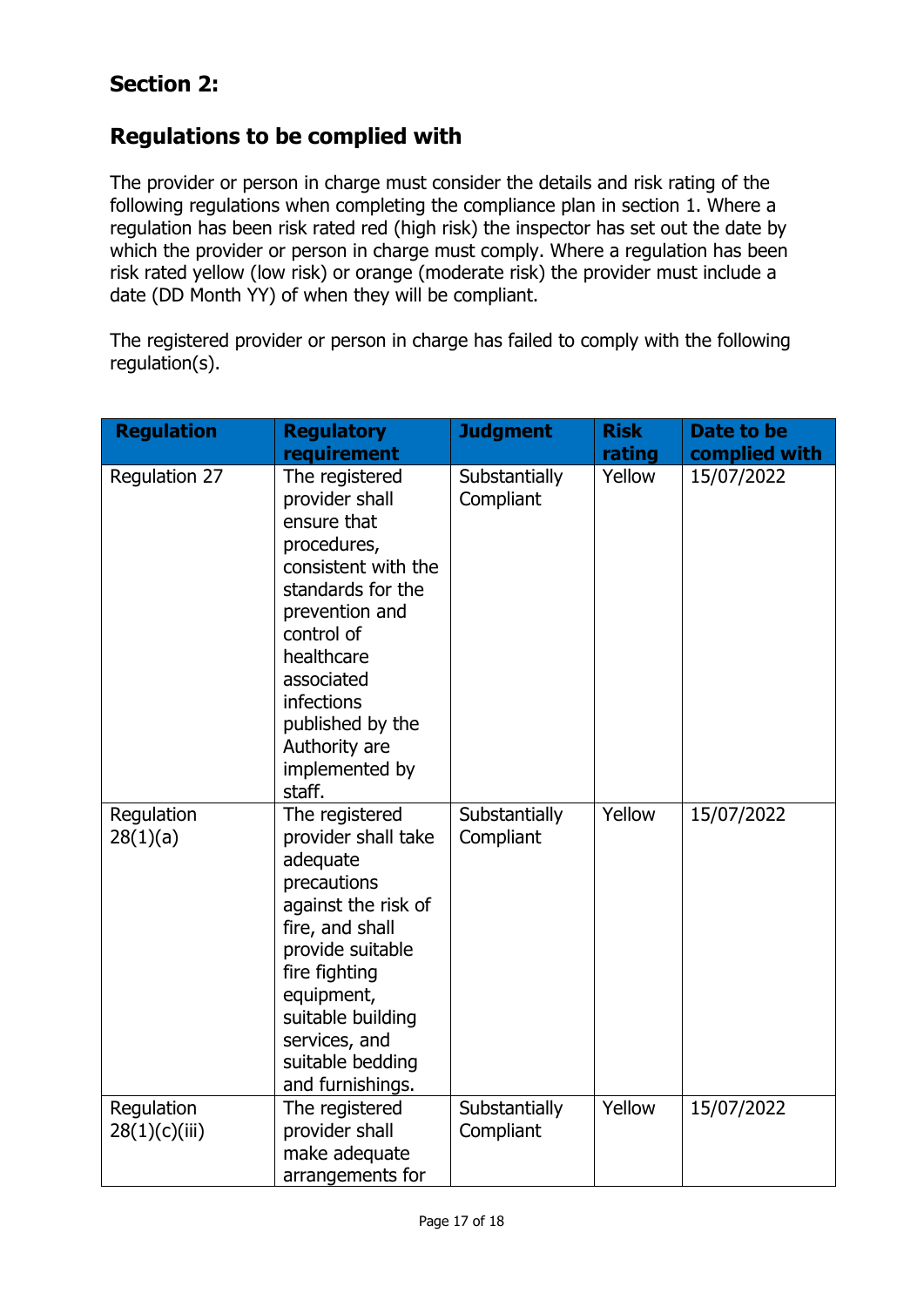## Section 2:

## Regulations to be complied with

The provider or person in charge must consider the details and risk rating of the following regulations when completing the compliance plan in section 1. Where a regulation has been risk rated red (high risk) the inspector has set out the date by which the provider or person in charge must comply. Where a regulation has been risk rated yellow (low risk) or orange (moderate risk) the provider must include a date (DD Month YY) of when they will be compliant.

The registered provider or person in charge has failed to comply with the following regulation(s).

| Regulation | Regulatory requirement | Judgment | Risk rating | Date to be complied with |
|---|---|---|---|---|
| Regulation 27 | The registered provider shall ensure that procedures, consistent with the standards for the prevention and control of healthcare associated infections published by the Authority are implemented by staff. | Substantially Compliant | Yellow | 15/07/2022 |
| Regulation 28(1)(a) | The registered provider shall take adequate precautions against the risk of fire, and shall provide suitable fire fighting equipment, suitable building services, and suitable bedding and furnishings. | Substantially Compliant | Yellow | 15/07/2022 |
| Regulation 28(1)(c)(iii) | The registered provider shall make adequate arrangements for | Substantially Compliant | Yellow | 15/07/2022 |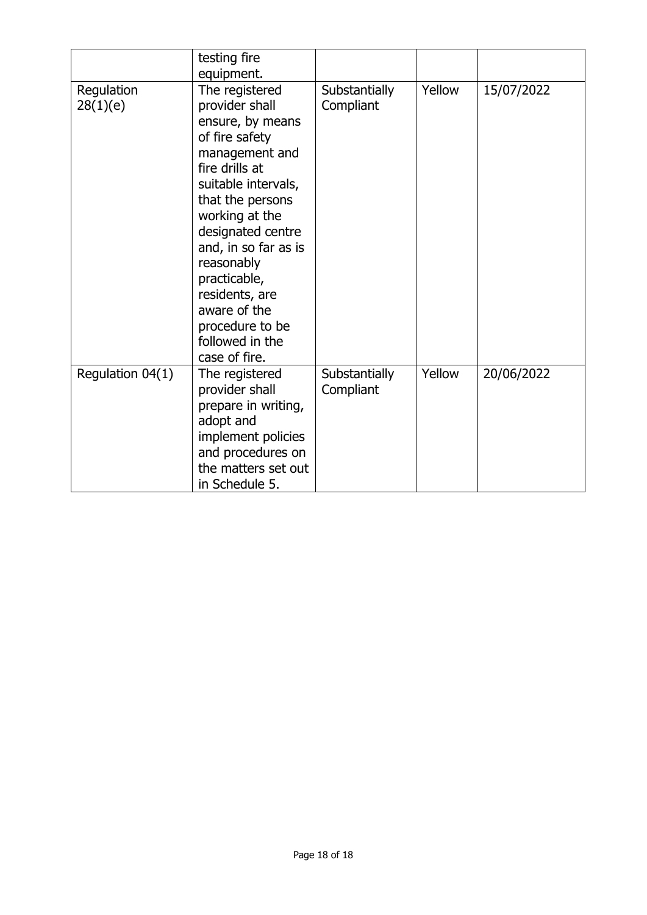| | | | | |
|---|---|---|---|---|
| | testing fire equipment. | | | |
| Regulation 28(1)(e) | The registered provider shall ensure, by means of fire safety management and fire drills at suitable intervals, that the persons working at the designated centre and, in so far as is reasonably practicable, residents, are aware of the procedure to be followed in the case of fire. | Substantially Compliant | Yellow | 15/07/2022 |
| Regulation 04(1) | The registered provider shall prepare in writing, adopt and implement policies and procedures on the matters set out in Schedule 5. | Substantially Compliant | Yellow | 20/06/2022 |